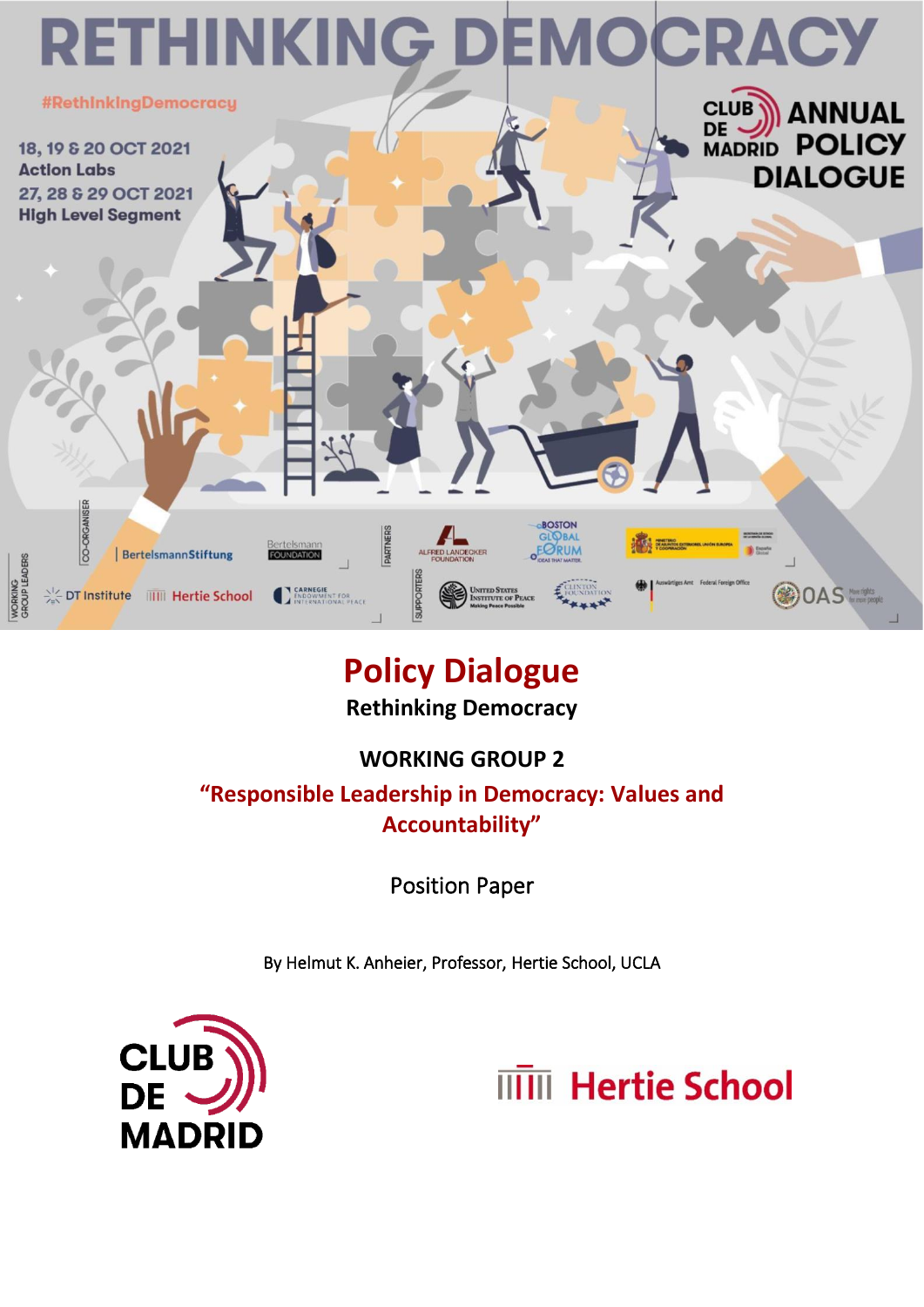# RETHINKING DEMOCRACY

#RethinkingDemocracy

18, 19 & 20 OCT 2021
Action Labs
27, 28 & 29 OCT 2021
High Level Segment

CLUB DE MADRID ANNUAL POLICY DIALOGUE

# Policy Dialogue

## Rethinking Democracy

### WORKING GROUP 2

### "Responsible Leadership in Democracy: Values and Accountability"

Position Paper

By Helmut K. Anheier, Professor, Hertie School, UCLA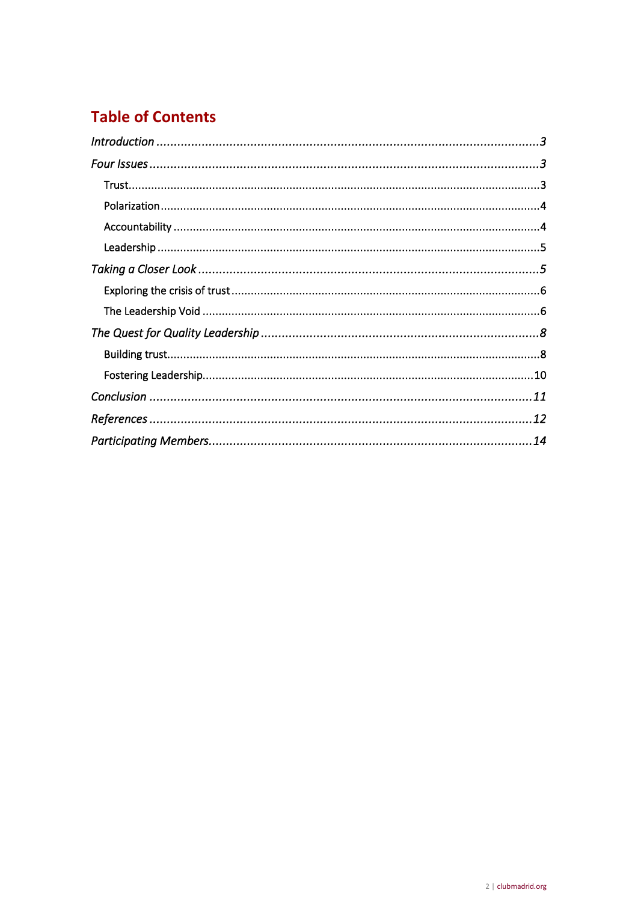# Table of Contents

*Introduction* ..... *3*

*Four Issues* ..... *3*

- Trust..... 3
- Polarization ..... 4
- Accountability ..... 4
- Leadership ..... 5

*Taking a Closer Look* ..... *5*

- Exploring the crisis of trust ..... 6
- The Leadership Void ..... 6

*The Quest for Quality Leadership* ..... *8*

- Building trust..... 8
- Fostering Leadership..... 10

*Conclusion* ..... *11*

*References* ..... *12*

*Participating Members*..... *14*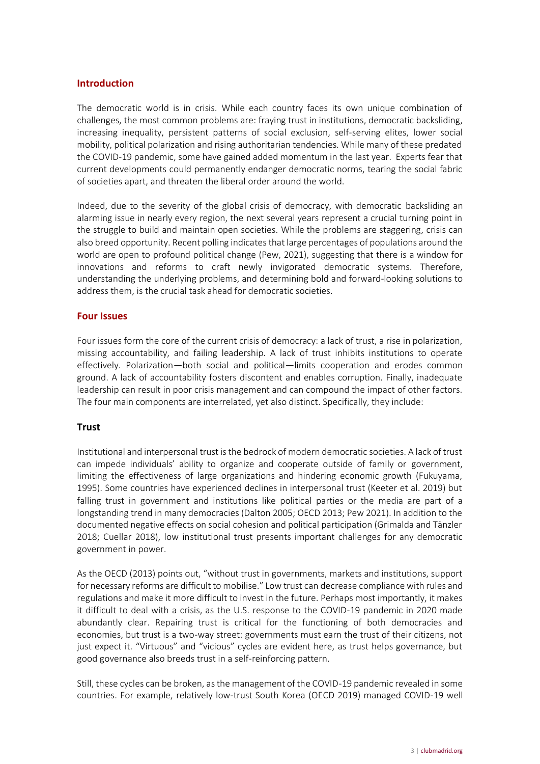## Introduction

The democratic world is in crisis. While each country faces its own unique combination of challenges, the most common problems are: fraying trust in institutions, democratic backsliding, increasing inequality, persistent patterns of social exclusion, self-serving elites, lower social mobility, political polarization and rising authoritarian tendencies. While many of these predated the COVID-19 pandemic, some have gained added momentum in the last year. Experts fear that current developments could permanently endanger democratic norms, tearing the social fabric of societies apart, and threaten the liberal order around the world.

Indeed, due to the severity of the global crisis of democracy, with democratic backsliding an alarming issue in nearly every region, the next several years represent a crucial turning point in the struggle to build and maintain open societies. While the problems are staggering, crisis can also breed opportunity. Recent polling indicates that large percentages of populations around the world are open to profound political change (Pew, 2021), suggesting that there is a window for innovations and reforms to craft newly invigorated democratic systems. Therefore, understanding the underlying problems, and determining bold and forward-looking solutions to address them, is the crucial task ahead for democratic societies.

## Four Issues

Four issues form the core of the current crisis of democracy: a lack of trust, a rise in polarization, missing accountability, and failing leadership. A lack of trust inhibits institutions to operate effectively. Polarization—both social and political—limits cooperation and erodes common ground. A lack of accountability fosters discontent and enables corruption. Finally, inadequate leadership can result in poor crisis management and can compound the impact of other factors. The four main components are interrelated, yet also distinct. Specifically, they include:

### Trust

Institutional and interpersonal trust is the bedrock of modern democratic societies. A lack of trust can impede individuals' ability to organize and cooperate outside of family or government, limiting the effectiveness of large organizations and hindering economic growth (Fukuyama, 1995). Some countries have experienced declines in interpersonal trust (Keeter et al. 2019) but falling trust in government and institutions like political parties or the media are part of a longstanding trend in many democracies (Dalton 2005; OECD 2013; Pew 2021). In addition to the documented negative effects on social cohesion and political participation (Grimalda and Tänzler 2018; Cuellar 2018), low institutional trust presents important challenges for any democratic government in power.

As the OECD (2013) points out, "without trust in governments, markets and institutions, support for necessary reforms are difficult to mobilise." Low trust can decrease compliance with rules and regulations and make it more difficult to invest in the future. Perhaps most importantly, it makes it difficult to deal with a crisis, as the U.S. response to the COVID-19 pandemic in 2020 made abundantly clear. Repairing trust is critical for the functioning of both democracies and economies, but trust is a two-way street: governments must earn the trust of their citizens, not just expect it. "Virtuous" and "vicious" cycles are evident here, as trust helps governance, but good governance also breeds trust in a self-reinforcing pattern.

Still, these cycles can be broken, as the management of the COVID-19 pandemic revealed in some countries. For example, relatively low-trust South Korea (OECD 2019) managed COVID-19 well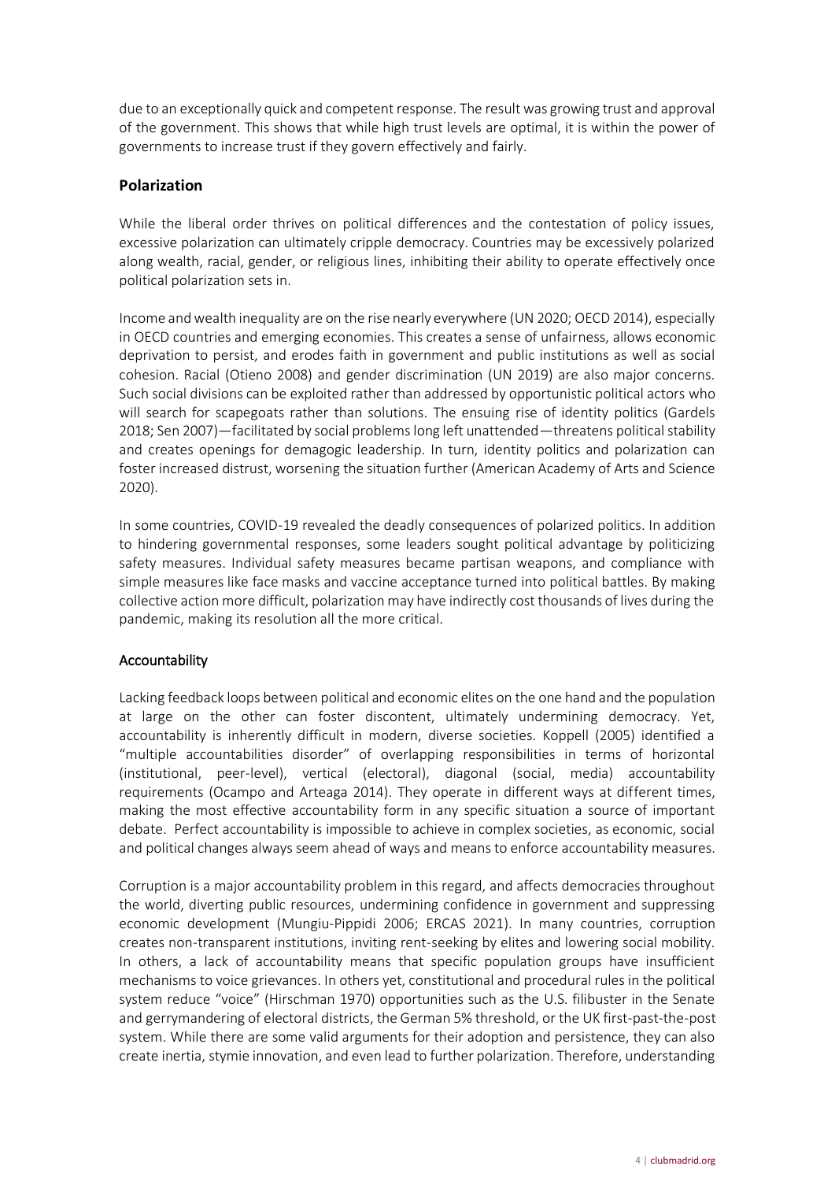due to an exceptionally quick and competent response. The result was growing trust and approval of the government. This shows that while high trust levels are optimal, it is within the power of governments to increase trust if they govern effectively and fairly.

## Polarization

While the liberal order thrives on political differences and the contestation of policy issues, excessive polarization can ultimately cripple democracy. Countries may be excessively polarized along wealth, racial, gender, or religious lines, inhibiting their ability to operate effectively once political polarization sets in.

Income and wealth inequality are on the rise nearly everywhere (UN 2020; OECD 2014), especially in OECD countries and emerging economies. This creates a sense of unfairness, allows economic deprivation to persist, and erodes faith in government and public institutions as well as social cohesion. Racial (Otieno 2008) and gender discrimination (UN 2019) are also major concerns. Such social divisions can be exploited rather than addressed by opportunistic political actors who will search for scapegoats rather than solutions. The ensuing rise of identity politics (Gardels 2018; Sen 2007)—facilitated by social problems long left unattended—threatens political stability and creates openings for demagogic leadership. In turn, identity politics and polarization can foster increased distrust, worsening the situation further (American Academy of Arts and Science 2020).

In some countries, COVID-19 revealed the deadly consequences of polarized politics. In addition to hindering governmental responses, some leaders sought political advantage by politicizing safety measures. Individual safety measures became partisan weapons, and compliance with simple measures like face masks and vaccine acceptance turned into political battles. By making collective action more difficult, polarization may have indirectly cost thousands of lives during the pandemic, making its resolution all the more critical.

### Accountability

Lacking feedback loops between political and economic elites on the one hand and the population at large on the other can foster discontent, ultimately undermining democracy. Yet, accountability is inherently difficult in modern, diverse societies. Koppell (2005) identified a "multiple accountabilities disorder" of overlapping responsibilities in terms of horizontal (institutional, peer-level), vertical (electoral), diagonal (social, media) accountability requirements (Ocampo and Arteaga 2014). They operate in different ways at different times, making the most effective accountability form in any specific situation a source of important debate. Perfect accountability is impossible to achieve in complex societies, as economic, social and political changes always seem ahead of ways and means to enforce accountability measures.

Corruption is a major accountability problem in this regard, and affects democracies throughout the world, diverting public resources, undermining confidence in government and suppressing economic development (Mungiu-Pippidi 2006; ERCAS 2021). In many countries, corruption creates non-transparent institutions, inviting rent-seeking by elites and lowering social mobility. In others, a lack of accountability means that specific population groups have insufficient mechanisms to voice grievances. In others yet, constitutional and procedural rules in the political system reduce "voice" (Hirschman 1970) opportunities such as the U.S. filibuster in the Senate and gerrymandering of electoral districts, the German 5% threshold, or the UK first-past-the-post system. While there are some valid arguments for their adoption and persistence, they can also create inertia, stymie innovation, and even lead to further polarization. Therefore, understanding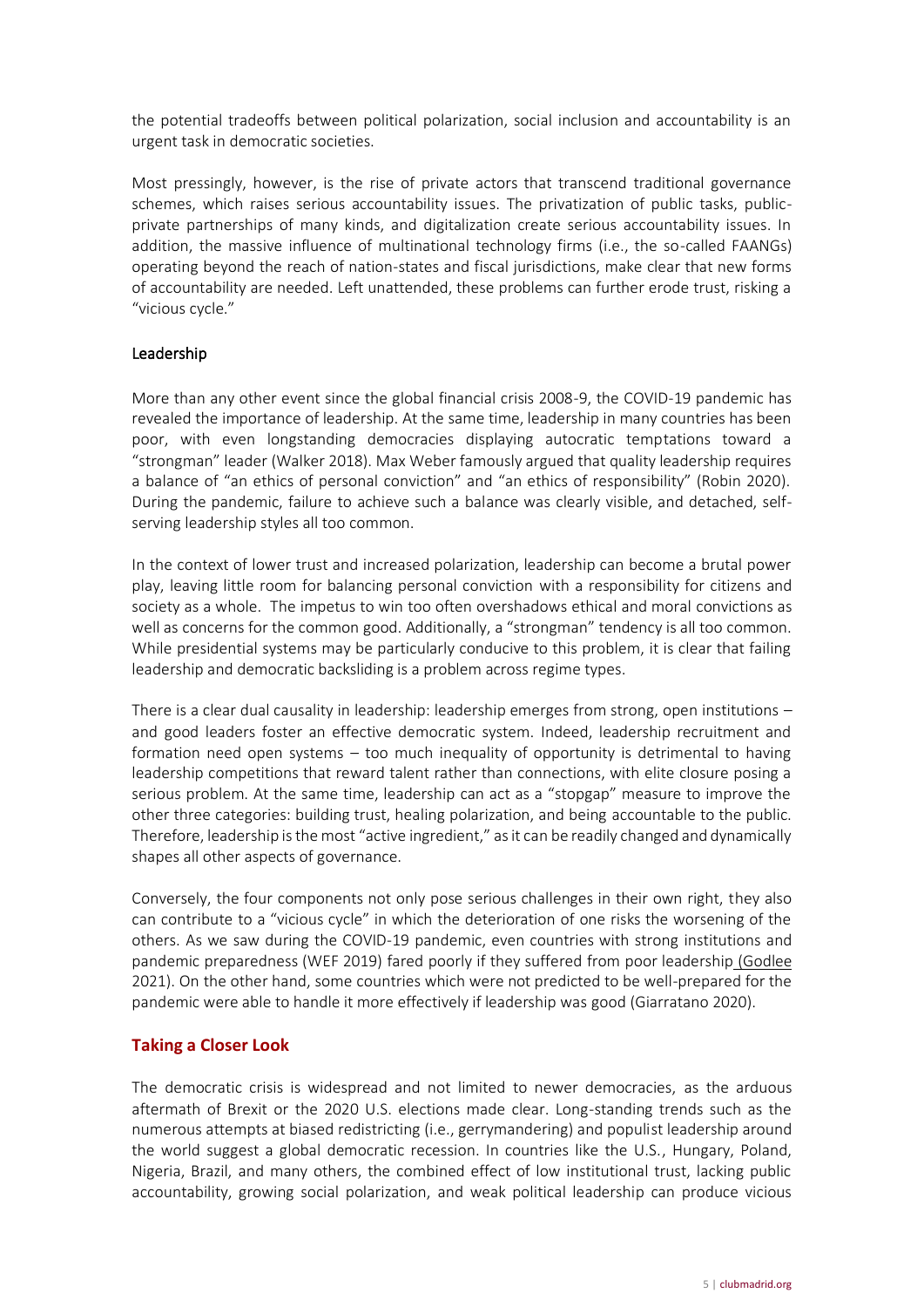the potential tradeoffs between political polarization, social inclusion and accountability is an urgent task in democratic societies.

Most pressingly, however, is the rise of private actors that transcend traditional governance schemes, which raises serious accountability issues. The privatization of public tasks, public-private partnerships of many kinds, and digitalization create serious accountability issues. In addition, the massive influence of multinational technology firms (i.e., the so-called FAANGs) operating beyond the reach of nation-states and fiscal jurisdictions, make clear that new forms of accountability are needed. Left unattended, these problems can further erode trust, risking a "vicious cycle."

### Leadership

More than any other event since the global financial crisis 2008-9, the COVID-19 pandemic has revealed the importance of leadership. At the same time, leadership in many countries has been poor, with even longstanding democracies displaying autocratic temptations toward a "strongman" leader (Walker 2018). Max Weber famously argued that quality leadership requires a balance of "an ethics of personal conviction" and "an ethics of responsibility" (Robin 2020). During the pandemic, failure to achieve such a balance was clearly visible, and detached, self-serving leadership styles all too common.

In the context of lower trust and increased polarization, leadership can become a brutal power play, leaving little room for balancing personal conviction with a responsibility for citizens and society as a whole. The impetus to win too often overshadows ethical and moral convictions as well as concerns for the common good. Additionally, a "strongman" tendency is all too common. While presidential systems may be particularly conducive to this problem, it is clear that failing leadership and democratic backsliding is a problem across regime types.

There is a clear dual causality in leadership: leadership emerges from strong, open institutions – and good leaders foster an effective democratic system. Indeed, leadership recruitment and formation need open systems – too much inequality of opportunity is detrimental to having leadership competitions that reward talent rather than connections, with elite closure posing a serious problem. At the same time, leadership can act as a "stopgap" measure to improve the other three categories: building trust, healing polarization, and being accountable to the public. Therefore, leadership is the most "active ingredient," as it can be readily changed and dynamically shapes all other aspects of governance.

Conversely, the four components not only pose serious challenges in their own right, they also can contribute to a "vicious cycle" in which the deterioration of one risks the worsening of the others. As we saw during the COVID-19 pandemic, even countries with strong institutions and pandemic preparedness (WEF 2019) fared poorly if they suffered from poor leadership (Godlee 2021). On the other hand, some countries which were not predicted to be well-prepared for the pandemic were able to handle it more effectively if leadership was good (Giarratano 2020).

## Taking a Closer Look

The democratic crisis is widespread and not limited to newer democracies, as the arduous aftermath of Brexit or the 2020 U.S. elections made clear. Long-standing trends such as the numerous attempts at biased redistricting (i.e., gerrymandering) and populist leadership around the world suggest a global democratic recession. In countries like the U.S., Hungary, Poland, Nigeria, Brazil, and many others, the combined effect of low institutional trust, lacking public accountability, growing social polarization, and weak political leadership can produce vicious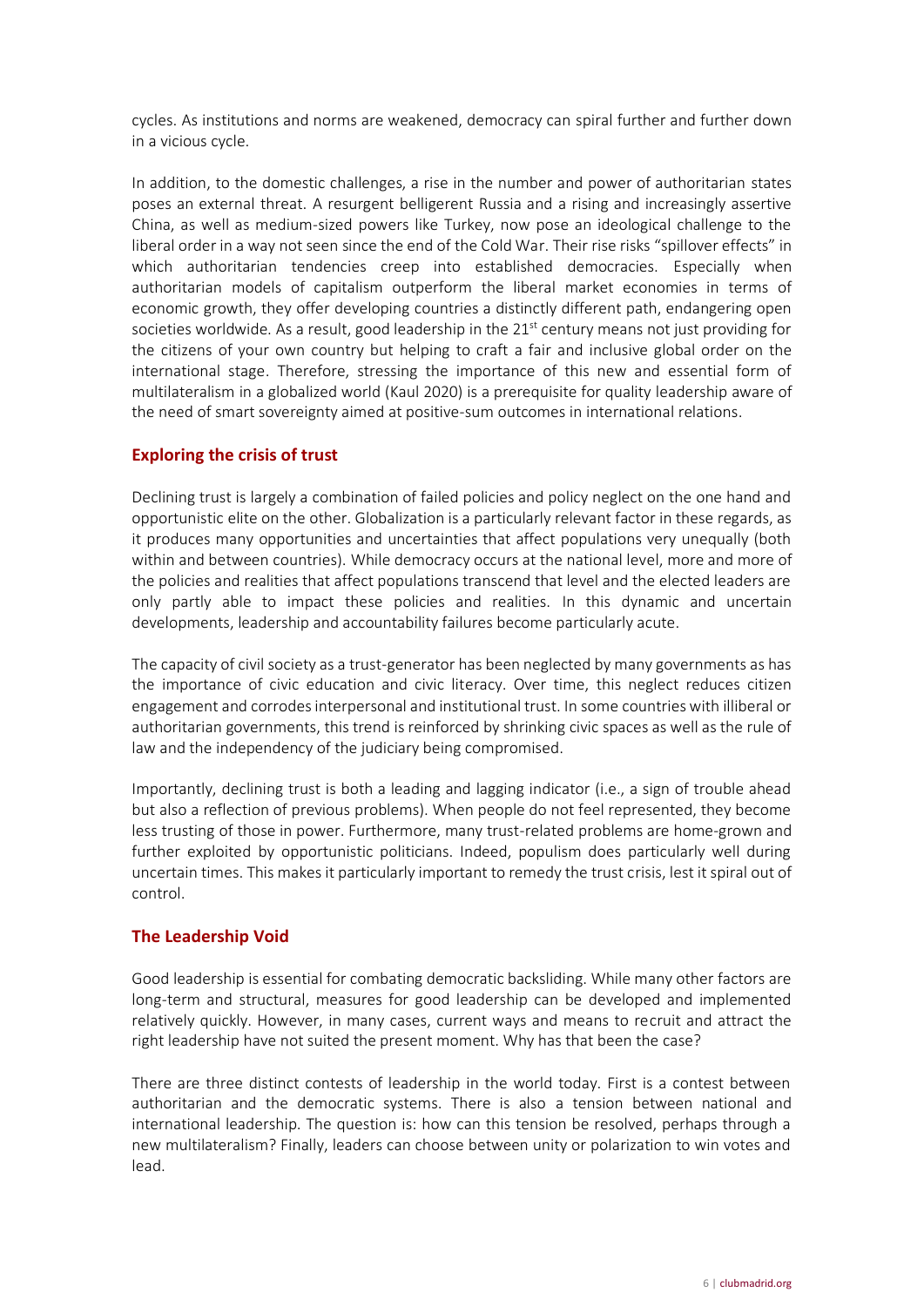cycles. As institutions and norms are weakened, democracy can spiral further and further down in a vicious cycle.

In addition, to the domestic challenges, a rise in the number and power of authoritarian states poses an external threat. A resurgent belligerent Russia and a rising and increasingly assertive China, as well as medium-sized powers like Turkey, now pose an ideological challenge to the liberal order in a way not seen since the end of the Cold War. Their rise risks "spillover effects" in which authoritarian tendencies creep into established democracies. Especially when authoritarian models of capitalism outperform the liberal market economies in terms of economic growth, they offer developing countries a distinctly different path, endangering open societies worldwide. As a result, good leadership in the 21st century means not just providing for the citizens of your own country but helping to craft a fair and inclusive global order on the international stage. Therefore, stressing the importance of this new and essential form of multilateralism in a globalized world (Kaul 2020) is a prerequisite for quality leadership aware of the need of smart sovereignty aimed at positive-sum outcomes in international relations.

## Exploring the crisis of trust

Declining trust is largely a combination of failed policies and policy neglect on the one hand and opportunistic elite on the other. Globalization is a particularly relevant factor in these regards, as it produces many opportunities and uncertainties that affect populations very unequally (both within and between countries). While democracy occurs at the national level, more and more of the policies and realities that affect populations transcend that level and the elected leaders are only partly able to impact these policies and realities. In this dynamic and uncertain developments, leadership and accountability failures become particularly acute.

The capacity of civil society as a trust-generator has been neglected by many governments as has the importance of civic education and civic literacy. Over time, this neglect reduces citizen engagement and corrodes interpersonal and institutional trust. In some countries with illiberal or authoritarian governments, this trend is reinforced by shrinking civic spaces as well as the rule of law and the independency of the judiciary being compromised.

Importantly, declining trust is both a leading and lagging indicator (i.e., a sign of trouble ahead but also a reflection of previous problems). When people do not feel represented, they become less trusting of those in power. Furthermore, many trust-related problems are home-grown and further exploited by opportunistic politicians. Indeed, populism does particularly well during uncertain times. This makes it particularly important to remedy the trust crisis, lest it spiral out of control.

## The Leadership Void

Good leadership is essential for combating democratic backsliding. While many other factors are long-term and structural, measures for good leadership can be developed and implemented relatively quickly. However, in many cases, current ways and means to recruit and attract the right leadership have not suited the present moment. Why has that been the case?

There are three distinct contests of leadership in the world today. First is a contest between authoritarian and the democratic systems. There is also a tension between national and international leadership. The question is: how can this tension be resolved, perhaps through a new multilateralism? Finally, leaders can choose between unity or polarization to win votes and lead.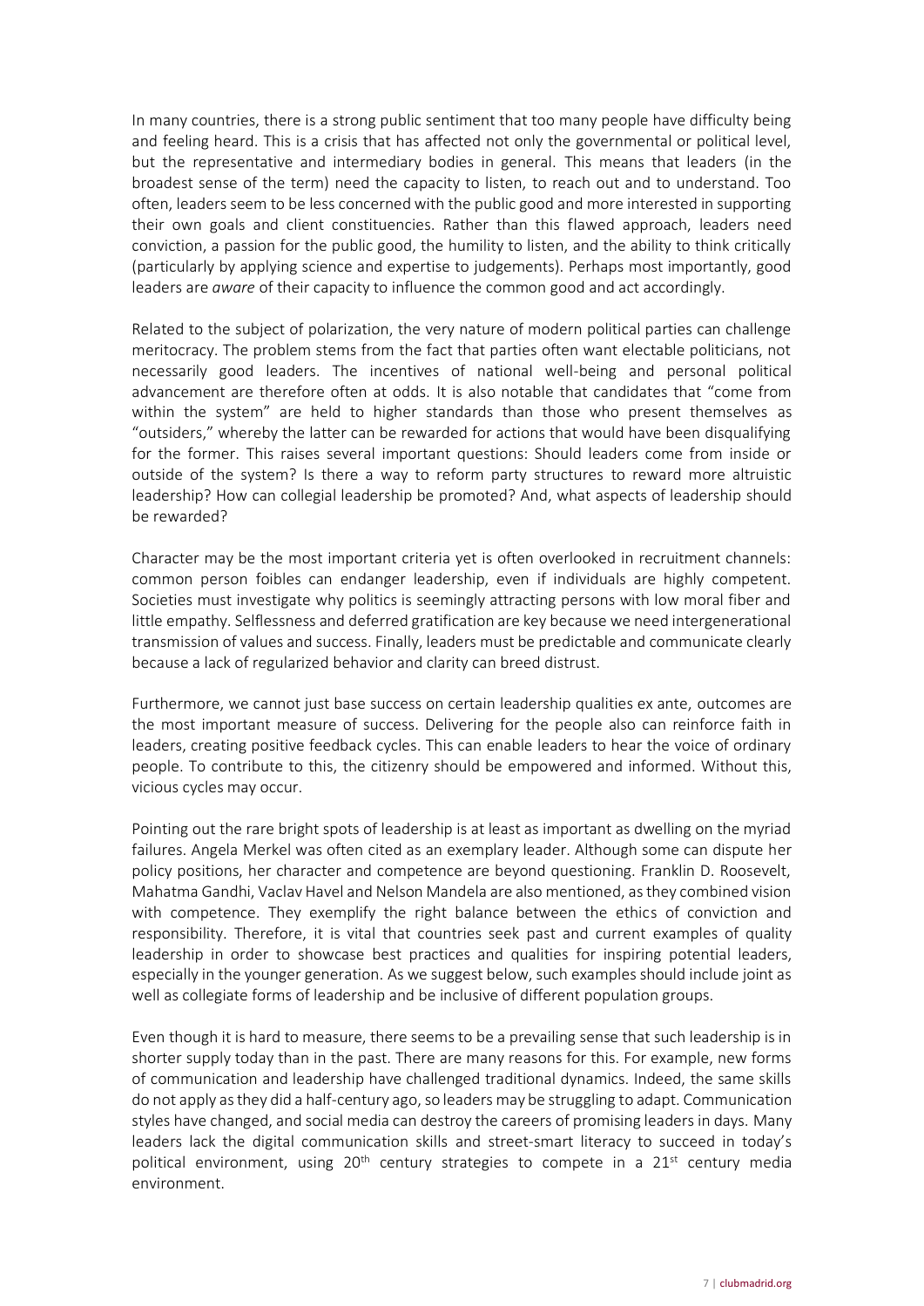In many countries, there is a strong public sentiment that too many people have difficulty being and feeling heard. This is a crisis that has affected not only the governmental or political level, but the representative and intermediary bodies in general. This means that leaders (in the broadest sense of the term) need the capacity to listen, to reach out and to understand. Too often, leaders seem to be less concerned with the public good and more interested in supporting their own goals and client constituencies. Rather than this flawed approach, leaders need conviction, a passion for the public good, the humility to listen, and the ability to think critically (particularly by applying science and expertise to judgements). Perhaps most importantly, good leaders are *aware* of their capacity to influence the common good and act accordingly.

Related to the subject of polarization, the very nature of modern political parties can challenge meritocracy. The problem stems from the fact that parties often want electable politicians, not necessarily good leaders. The incentives of national well-being and personal political advancement are therefore often at odds. It is also notable that candidates that "come from within the system" are held to higher standards than those who present themselves as "outsiders," whereby the latter can be rewarded for actions that would have been disqualifying for the former. This raises several important questions: Should leaders come from inside or outside of the system? Is there a way to reform party structures to reward more altruistic leadership? How can collegial leadership be promoted? And, what aspects of leadership should be rewarded?

Character may be the most important criteria yet is often overlooked in recruitment channels: common person foibles can endanger leadership, even if individuals are highly competent. Societies must investigate why politics is seemingly attracting persons with low moral fiber and little empathy. Selflessness and deferred gratification are key because we need intergenerational transmission of values and success. Finally, leaders must be predictable and communicate clearly because a lack of regularized behavior and clarity can breed distrust.

Furthermore, we cannot just base success on certain leadership qualities ex ante, outcomes are the most important measure of success. Delivering for the people also can reinforce faith in leaders, creating positive feedback cycles. This can enable leaders to hear the voice of ordinary people. To contribute to this, the citizenry should be empowered and informed. Without this, vicious cycles may occur.

Pointing out the rare bright spots of leadership is at least as important as dwelling on the myriad failures. Angela Merkel was often cited as an exemplary leader. Although some can dispute her policy positions, her character and competence are beyond questioning. Franklin D. Roosevelt, Mahatma Gandhi, Vaclav Havel and Nelson Mandela are also mentioned, as they combined vision with competence. They exemplify the right balance between the ethics of conviction and responsibility. Therefore, it is vital that countries seek past and current examples of quality leadership in order to showcase best practices and qualities for inspiring potential leaders, especially in the younger generation. As we suggest below, such examples should include joint as well as collegiate forms of leadership and be inclusive of different population groups.

Even though it is hard to measure, there seems to be a prevailing sense that such leadership is in shorter supply today than in the past. There are many reasons for this. For example, new forms of communication and leadership have challenged traditional dynamics. Indeed, the same skills do not apply as they did a half-century ago, so leaders may be struggling to adapt. Communication styles have changed, and social media can destroy the careers of promising leaders in days. Many leaders lack the digital communication skills and street-smart literacy to succeed in today's political environment, using 20th century strategies to compete in a 21st century media environment.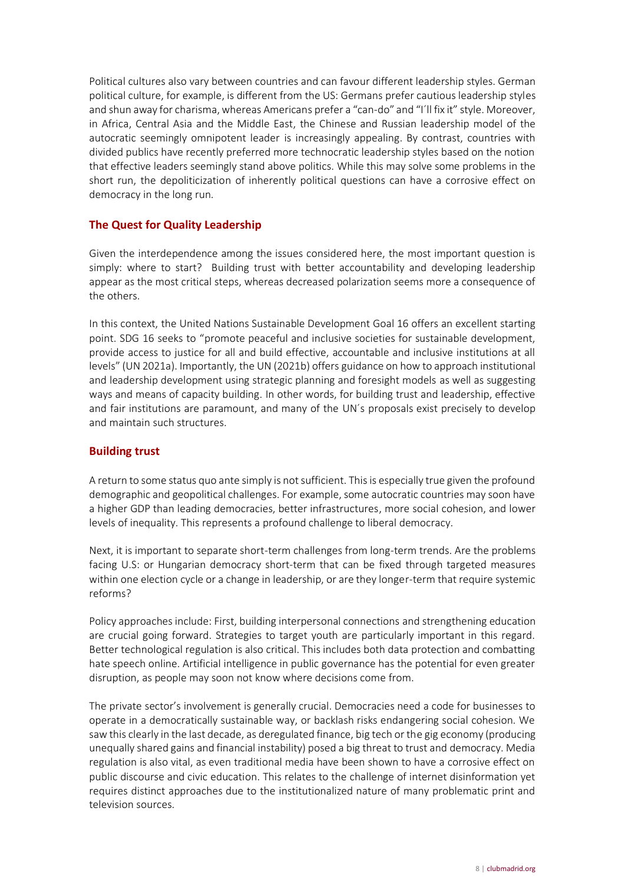Political cultures also vary between countries and can favour different leadership styles. German political culture, for example, is different from the US: Germans prefer cautious leadership styles and shun away for charisma, whereas Americans prefer a "can-do" and "I´ll fix it" style. Moreover, in Africa, Central Asia and the Middle East, the Chinese and Russian leadership model of the autocratic seemingly omnipotent leader is increasingly appealing. By contrast, countries with divided publics have recently preferred more technocratic leadership styles based on the notion that effective leaders seemingly stand above politics. While this may solve some problems in the short run, the depoliticization of inherently political questions can have a corrosive effect on democracy in the long run.

## The Quest for Quality Leadership

Given the interdependence among the issues considered here, the most important question is simply: where to start? Building trust with better accountability and developing leadership appear as the most critical steps, whereas decreased polarization seems more a consequence of the others.

In this context, the United Nations Sustainable Development Goal 16 offers an excellent starting point. SDG 16 seeks to "promote peaceful and inclusive societies for sustainable development, provide access to justice for all and build effective, accountable and inclusive institutions at all levels" (UN 2021a). Importantly, the UN (2021b) offers guidance on how to approach institutional and leadership development using strategic planning and foresight models as well as suggesting ways and means of capacity building. In other words, for building trust and leadership, effective and fair institutions are paramount, and many of the UN´s proposals exist precisely to develop and maintain such structures.

## Building trust

A return to some status quo ante simply is not sufficient. This is especially true given the profound demographic and geopolitical challenges. For example, some autocratic countries may soon have a higher GDP than leading democracies, better infrastructures, more social cohesion, and lower levels of inequality. This represents a profound challenge to liberal democracy.

Next, it is important to separate short-term challenges from long-term trends. Are the problems facing U.S: or Hungarian democracy short-term that can be fixed through targeted measures within one election cycle or a change in leadership, or are they longer-term that require systemic reforms?

Policy approaches include: First, building interpersonal connections and strengthening education are crucial going forward. Strategies to target youth are particularly important in this regard. Better technological regulation is also critical. This includes both data protection and combatting hate speech online. Artificial intelligence in public governance has the potential for even greater disruption, as people may soon not know where decisions come from.

The private sector's involvement is generally crucial. Democracies need a code for businesses to operate in a democratically sustainable way, or backlash risks endangering social cohesion. We saw this clearly in the last decade, as deregulated finance, big tech or the gig economy (producing unequally shared gains and financial instability) posed a big threat to trust and democracy. Media regulation is also vital, as even traditional media have been shown to have a corrosive effect on public discourse and civic education. This relates to the challenge of internet disinformation yet requires distinct approaches due to the institutionalized nature of many problematic print and television sources.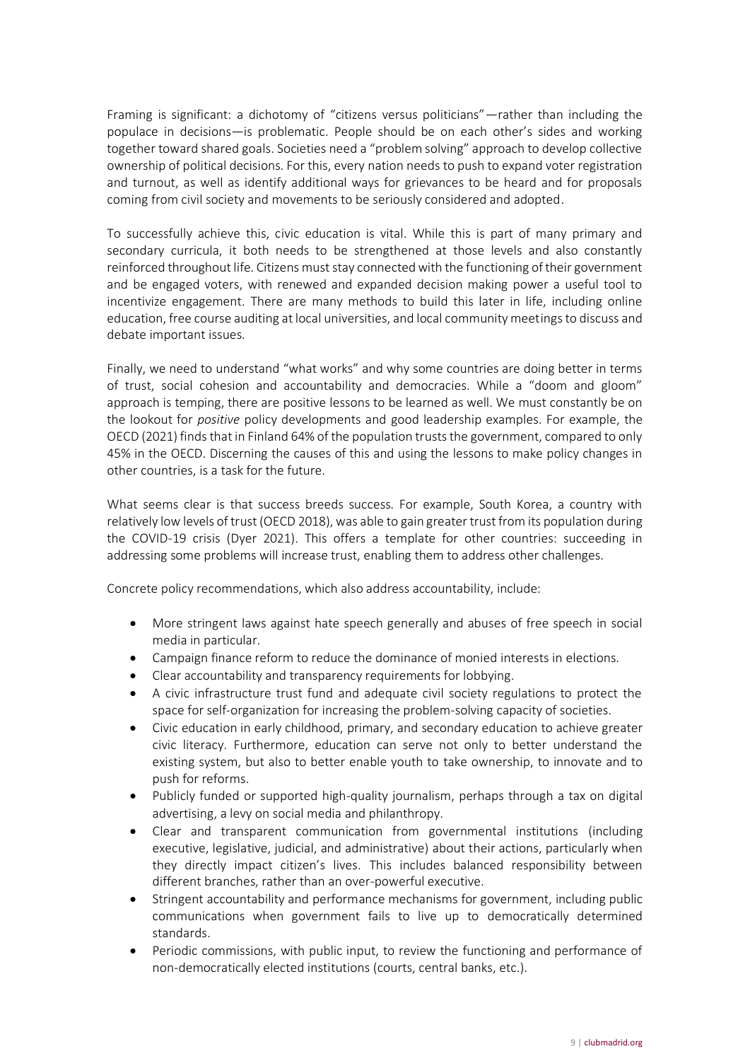Framing is significant: a dichotomy of "citizens versus politicians"—rather than including the populace in decisions—is problematic. People should be on each other's sides and working together toward shared goals. Societies need a "problem solving" approach to develop collective ownership of political decisions. For this, every nation needs to push to expand voter registration and turnout, as well as identify additional ways for grievances to be heard and for proposals coming from civil society and movements to be seriously considered and adopted.

To successfully achieve this, civic education is vital. While this is part of many primary and secondary curricula, it both needs to be strengthened at those levels and also constantly reinforced throughout life. Citizens must stay connected with the functioning of their government and be engaged voters, with renewed and expanded decision making power a useful tool to incentivize engagement. There are many methods to build this later in life, including online education, free course auditing at local universities, and local community meetings to discuss and debate important issues.

Finally, we need to understand "what works" and why some countries are doing better in terms of trust, social cohesion and accountability and democracies. While a "doom and gloom" approach is temping, there are positive lessons to be learned as well. We must constantly be on the lookout for *positive* policy developments and good leadership examples. For example, the OECD (2021) finds that in Finland 64% of the population trusts the government, compared to only 45% in the OECD. Discerning the causes of this and using the lessons to make policy changes in other countries, is a task for the future.

What seems clear is that success breeds success. For example, South Korea, a country with relatively low levels of trust (OECD 2018), was able to gain greater trust from its population during the COVID-19 crisis (Dyer 2021). This offers a template for other countries: succeeding in addressing some problems will increase trust, enabling them to address other challenges.

Concrete policy recommendations, which also address accountability, include:

- More stringent laws against hate speech generally and abuses of free speech in social media in particular.
- Campaign finance reform to reduce the dominance of monied interests in elections.
- Clear accountability and transparency requirements for lobbying.
- A civic infrastructure trust fund and adequate civil society regulations to protect the space for self-organization for increasing the problem-solving capacity of societies.
- Civic education in early childhood, primary, and secondary education to achieve greater civic literacy. Furthermore, education can serve not only to better understand the existing system, but also to better enable youth to take ownership, to innovate and to push for reforms.
- Publicly funded or supported high-quality journalism, perhaps through a tax on digital advertising, a levy on social media and philanthropy.
- Clear and transparent communication from governmental institutions (including executive, legislative, judicial, and administrative) about their actions, particularly when they directly impact citizen's lives. This includes balanced responsibility between different branches, rather than an over-powerful executive.
- Stringent accountability and performance mechanisms for government, including public communications when government fails to live up to democratically determined standards.
- Periodic commissions, with public input, to review the functioning and performance of non-democratically elected institutions (courts, central banks, etc.).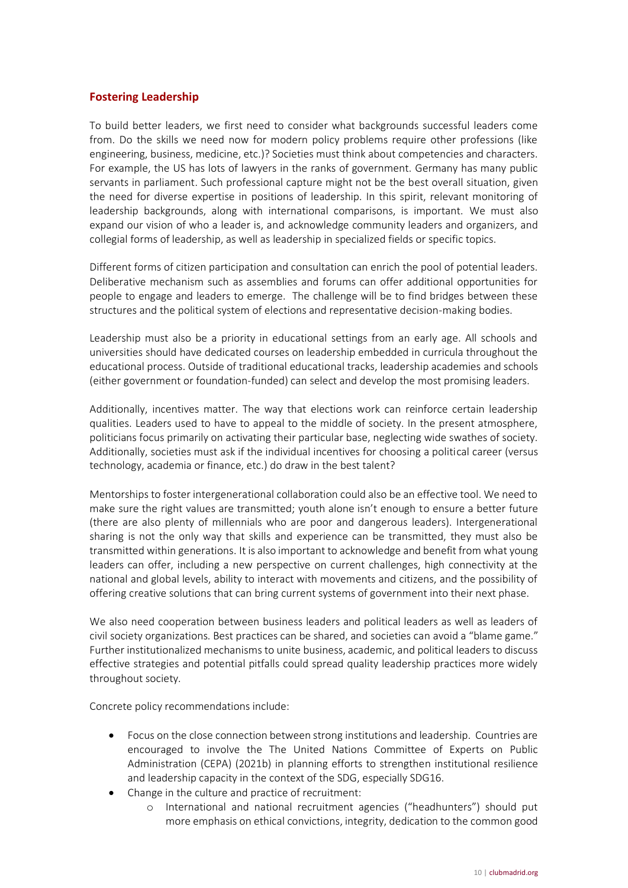## Fostering Leadership

To build better leaders, we first need to consider what backgrounds successful leaders come from. Do the skills we need now for modern policy problems require other professions (like engineering, business, medicine, etc.)? Societies must think about competencies and characters. For example, the US has lots of lawyers in the ranks of government. Germany has many public servants in parliament. Such professional capture might not be the best overall situation, given the need for diverse expertise in positions of leadership. In this spirit, relevant monitoring of leadership backgrounds, along with international comparisons, is important. We must also expand our vision of who a leader is, and acknowledge community leaders and organizers, and collegial forms of leadership, as well as leadership in specialized fields or specific topics.

Different forms of citizen participation and consultation can enrich the pool of potential leaders. Deliberative mechanism such as assemblies and forums can offer additional opportunities for people to engage and leaders to emerge. The challenge will be to find bridges between these structures and the political system of elections and representative decision-making bodies.

Leadership must also be a priority in educational settings from an early age. All schools and universities should have dedicated courses on leadership embedded in curricula throughout the educational process. Outside of traditional educational tracks, leadership academies and schools (either government or foundation-funded) can select and develop the most promising leaders.

Additionally, incentives matter. The way that elections work can reinforce certain leadership qualities. Leaders used to have to appeal to the middle of society. In the present atmosphere, politicians focus primarily on activating their particular base, neglecting wide swathes of society. Additionally, societies must ask if the individual incentives for choosing a political career (versus technology, academia or finance, etc.) do draw in the best talent?

Mentorships to foster intergenerational collaboration could also be an effective tool. We need to make sure the right values are transmitted; youth alone isn't enough to ensure a better future (there are also plenty of millennials who are poor and dangerous leaders). Intergenerational sharing is not the only way that skills and experience can be transmitted, they must also be transmitted within generations. It is also important to acknowledge and benefit from what young leaders can offer, including a new perspective on current challenges, high connectivity at the national and global levels, ability to interact with movements and citizens, and the possibility of offering creative solutions that can bring current systems of government into their next phase.

We also need cooperation between business leaders and political leaders as well as leaders of civil society organizations. Best practices can be shared, and societies can avoid a "blame game." Further institutionalized mechanisms to unite business, academic, and political leaders to discuss effective strategies and potential pitfalls could spread quality leadership practices more widely throughout society.

Concrete policy recommendations include:

- Focus on the close connection between strong institutions and leadership. Countries are encouraged to involve the The United Nations Committee of Experts on Public Administration (CEPA) (2021b) in planning efforts to strengthen institutional resilience and leadership capacity in the context of the SDG, especially SDG16.
- Change in the culture and practice of recruitment:
  - International and national recruitment agencies ("headhunters") should put more emphasis on ethical convictions, integrity, dedication to the common good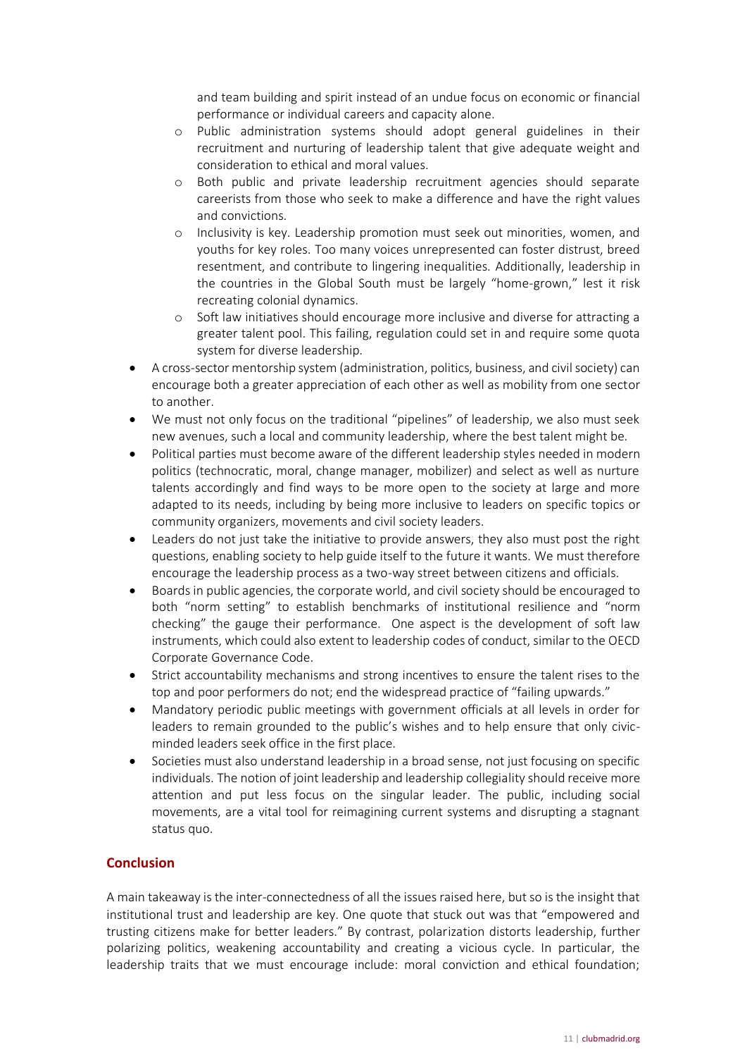and team building and spirit instead of an undue focus on economic or financial performance or individual careers and capacity alone.

  - Public administration systems should adopt general guidelines in their recruitment and nurturing of leadership talent that give adequate weight and consideration to ethical and moral values.
  - Both public and private leadership recruitment agencies should separate careerists from those who seek to make a difference and have the right values and convictions.
  - Inclusivity is key. Leadership promotion must seek out minorities, women, and youths for key roles. Too many voices unrepresented can foster distrust, breed resentment, and contribute to lingering inequalities. Additionally, leadership in the countries in the Global South must be largely "home-grown," lest it risk recreating colonial dynamics.
  - Soft law initiatives should encourage more inclusive and diverse for attracting a greater talent pool. This failing, regulation could set in and require some quota system for diverse leadership.

- A cross-sector mentorship system (administration, politics, business, and civil society) can encourage both a greater appreciation of each other as well as mobility from one sector to another.
- We must not only focus on the traditional "pipelines" of leadership, we also must seek new avenues, such a local and community leadership, where the best talent might be.
- Political parties must become aware of the different leadership styles needed in modern politics (technocratic, moral, change manager, mobilizer) and select as well as nurture talents accordingly and find ways to be more open to the society at large and more adapted to its needs, including by being more inclusive to leaders on specific topics or community organizers, movements and civil society leaders.
- Leaders do not just take the initiative to provide answers, they also must post the right questions, enabling society to help guide itself to the future it wants. We must therefore encourage the leadership process as a two-way street between citizens and officials.
- Boards in public agencies, the corporate world, and civil society should be encouraged to both "norm setting" to establish benchmarks of institutional resilience and "norm checking" the gauge their performance. One aspect is the development of soft law instruments, which could also extent to leadership codes of conduct, similar to the OECD Corporate Governance Code.
- Strict accountability mechanisms and strong incentives to ensure the talent rises to the top and poor performers do not; end the widespread practice of "failing upwards."
- Mandatory periodic public meetings with government officials at all levels in order for leaders to remain grounded to the public's wishes and to help ensure that only civic-minded leaders seek office in the first place.
- Societies must also understand leadership in a broad sense, not just focusing on specific individuals. The notion of joint leadership and leadership collegiality should receive more attention and put less focus on the singular leader. The public, including social movements, are a vital tool for reimagining current systems and disrupting a stagnant status quo.

## Conclusion

A main takeaway is the inter-connectedness of all the issues raised here, but so is the insight that institutional trust and leadership are key. One quote that stuck out was that "empowered and trusting citizens make for better leaders." By contrast, polarization distorts leadership, further polarizing politics, weakening accountability and creating a vicious cycle. In particular, the leadership traits that we must encourage include: moral conviction and ethical foundation;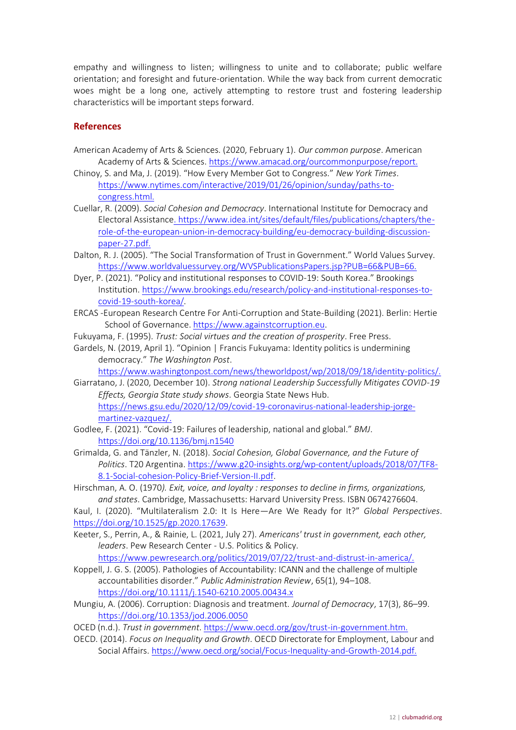empathy and willingness to listen; willingness to unite and to collaborate; public welfare orientation; and foresight and future-orientation. While the way back from current democratic woes might be a long one, actively attempting to restore trust and fostering leadership characteristics will be important steps forward.

## References

American Academy of Arts & Sciences. (2020, February 1). *Our common purpose*. American Academy of Arts & Sciences. https://www.amacad.org/ourcommonpurpose/report.

Chinoy, S. and Ma, J. (2019). "How Every Member Got to Congress." *New York Times*. https://www.nytimes.com/interactive/2019/01/26/opinion/sunday/paths-to-congress.html.

Cuellar, R. (2009). *Social Cohesion and Democracy*. International Institute for Democracy and Electoral Assistance. https://www.idea.int/sites/default/files/publications/chapters/the-role-of-the-european-union-in-democracy-building/eu-democracy-building-discussion-paper-27.pdf.

Dalton, R. J. (2005). "The Social Transformation of Trust in Government." World Values Survey. https://www.worldvaluessurvey.org/WVSPublicationsPapers.jsp?PUB=66&PUB=66.

Dyer, P. (2021). "Policy and institutional responses to COVID-19: South Korea." Brookings Institution. https://www.brookings.edu/research/policy-and-institutional-responses-to-covid-19-south-korea/.

ERCAS -European Research Centre For Anti-Corruption and State-Building (2021). Berlin: Hertie School of Governance. https://www.againstcorruption.eu.

Fukuyama, F. (1995). *Trust: Social virtues and the creation of prosperity*. Free Press.

Gardels, N. (2019, April 1). "Opinion | Francis Fukuyama: Identity politics is undermining democracy." *The Washington Post*. https://www.washingtonpost.com/news/theworldpost/wp/2018/09/18/identity-politics/.

Giarratano, J. (2020, December 10). *Strong national Leadership Successfully Mitigates COVID-19 Effects, Georgia State study shows*. Georgia State News Hub. https://news.gsu.edu/2020/12/09/covid-19-coronavirus-national-leadership-jorge-martinez-vazquez/.

Godlee, F. (2021). "Covid-19: Failures of leadership, national and global." *BMJ*. https://doi.org/10.1136/bmj.n1540

Grimalda, G. and Tänzler, N. (2018). *Social Cohesion, Global Governance, and the Future of Politics*. T20 Argentina. https://www.g20-insights.org/wp-content/uploads/2018/07/TF8-8.1-Social-cohesion-Policy-Brief-Version-II.pdf.

Hirschman, A. O. (1970*). Exit, voice, and loyalty : responses to decline in firms, organizations, and states*. Cambridge, Massachusetts: Harvard University Press. ISBN 0674276604.

Kaul, I. (2020). "Multilateralism 2.0: It Is Here—Are We Ready for It?" *Global Perspectives*. https://doi.org/10.1525/gp.2020.17639.

Keeter, S., Perrin, A., & Rainie, L. (2021, July 27). *Americans' trust in government, each other, leaders*. Pew Research Center - U.S. Politics & Policy. https://www.pewresearch.org/politics/2019/07/22/trust-and-distrust-in-america/.

Koppell, J. G. S. (2005). Pathologies of Accountability: ICANN and the challenge of multiple accountabilities disorder." *Public Administration Review*, 65(1), 94–108. https://doi.org/10.1111/j.1540-6210.2005.00434.x

Mungiu, A. (2006). Corruption: Diagnosis and treatment. *Journal of Democracy*, 17(3), 86–99. https://doi.org/10.1353/jod.2006.0050

OCED (n.d.). *Trust in government*. https://www.oecd.org/gov/trust-in-government.htm.

OECD. (2014). *Focus on Inequality and Growth*. OECD Directorate for Employment, Labour and Social Affairs. https://www.oecd.org/social/Focus-Inequality-and-Growth-2014.pdf.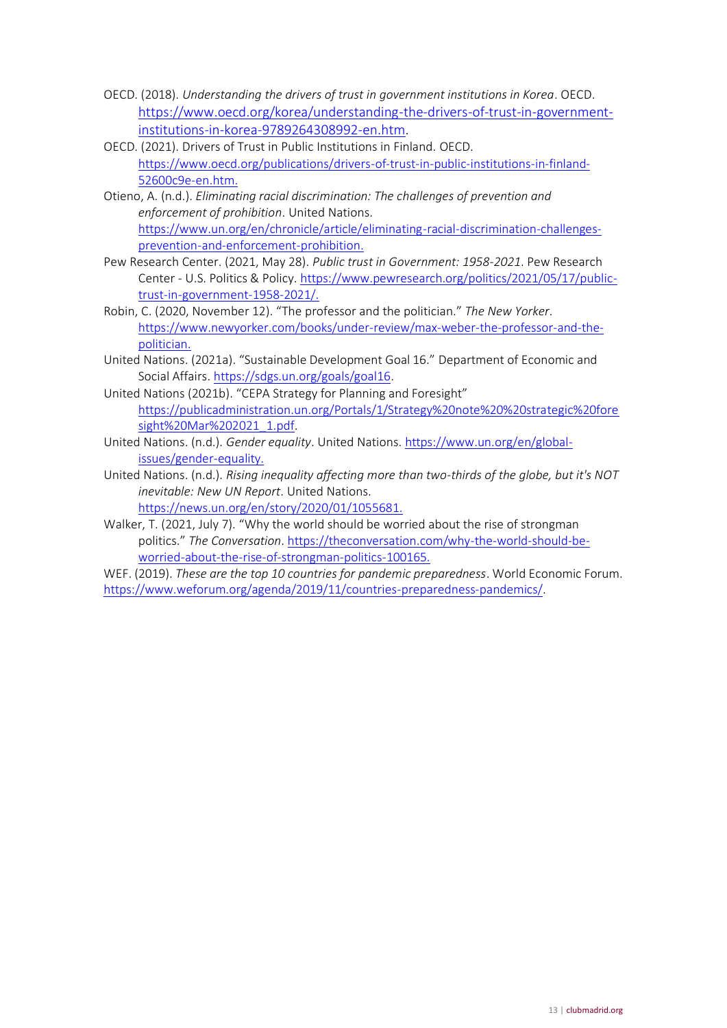OECD. (2018). *Understanding the drivers of trust in government institutions in Korea*. OECD. https://www.oecd.org/korea/understanding-the-drivers-of-trust-in-government-institutions-in-korea-9789264308992-en.htm.

OECD. (2021). Drivers of Trust in Public Institutions in Finland. OECD. https://www.oecd.org/publications/drivers-of-trust-in-public-institutions-in-finland-52600c9e-en.htm.

Otieno, A. (n.d.). *Eliminating racial discrimination: The challenges of prevention and enforcement of prohibition*. United Nations. https://www.un.org/en/chronicle/article/eliminating-racial-discrimination-challenges-prevention-and-enforcement-prohibition.

Pew Research Center. (2021, May 28). *Public trust in Government: 1958-2021*. Pew Research Center - U.S. Politics & Policy. https://www.pewresearch.org/politics/2021/05/17/public-trust-in-government-1958-2021/.

Robin, C. (2020, November 12). "The professor and the politician." *The New Yorker*. https://www.newyorker.com/books/under-review/max-weber-the-professor-and-the-politician.

United Nations. (2021a). "Sustainable Development Goal 16." Department of Economic and Social Affairs. https://sdgs.un.org/goals/goal16.

United Nations (2021b). "CEPA Strategy for Planning and Foresight" https://publicadministration.un.org/Portals/1/Strategy%20note%20%20strategic%20foresight%20Mar%202021_1.pdf.

United Nations. (n.d.). *Gender equality*. United Nations. https://www.un.org/en/global-issues/gender-equality.

United Nations. (n.d.). *Rising inequality affecting more than two-thirds of the globe, but it's NOT inevitable: New UN Report*. United Nations. https://news.un.org/en/story/2020/01/1055681.

Walker, T. (2021, July 7). "Why the world should be worried about the rise of strongman politics." *The Conversation*. https://theconversation.com/why-the-world-should-be-worried-about-the-rise-of-strongman-politics-100165.

WEF. (2019). *These are the top 10 countries for pandemic preparedness*. World Economic Forum. https://www.weforum.org/agenda/2019/11/countries-preparedness-pandemics/.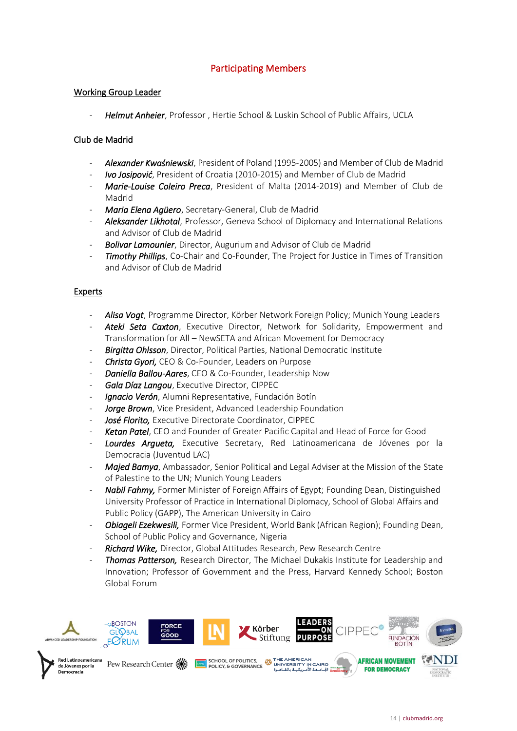## Participating Members

### Working Group Leader

- *Helmut Anheier*, Professor , Hertie School & Luskin School of Public Affairs, UCLA

### Club de Madrid

- *Alexander Kwaśniewski*, President of Poland (1995-2005) and Member of Club de Madrid
- *Ivo Josipović*, President of Croatia (2010-2015) and Member of Club de Madrid
- *Marie-Louise Coleiro Preca*, President of Malta (2014-2019) and Member of Club de Madrid
- *Maria Elena Agüero*, Secretary-General, Club de Madrid
- *Aleksander Likhotal*, Professor, Geneva School of Diplomacy and International Relations and Advisor of Club de Madrid
- *Bolivar Lamounier*, Director, Augurium and Advisor of Club de Madrid
- *Timothy Phillips*, Co-Chair and Co-Founder, The Project for Justice in Times of Transition and Advisor of Club de Madrid

### Experts

- *Alisa Vogt*, Programme Director, Körber Network Foreign Policy; Munich Young Leaders
- *Ateki Seta Caxton*, Executive Director, Network for Solidarity, Empowerment and Transformation for All – NewSETA and African Movement for Democracy
- *Birgitta Ohlsson*, Director, Political Parties, National Democratic Institute
- *Christa Gyori,* CEO & Co-Founder, Leaders on Purpose
- *Daniella Ballou-Aares*, CEO & Co-Founder, Leadership Now
- *Gala Díaz Langou*, Executive Director, CIPPEC
- *Ignacio Verón*, Alumni Representative, Fundación Botín
- *Jorge Brown*, Vice President, Advanced Leadership Foundation
- *José Florito,* Executive Directorate Coordinator, CIPPEC
- *Ketan Patel*, CEO and Founder of Greater Pacific Capital and Head of Force for Good
- *Lourdes Argueta,* Executive Secretary, Red Latinoamericana de Jóvenes por la Democracia (Juventud LAC)
- *Majed Bamya*, Ambassador, Senior Political and Legal Adviser at the Mission of the State of Palestine to the UN; Munich Young Leaders
- *Nabil Fahmy,* Former Minister of Foreign Affairs of Egypt; Founding Dean, Distinguished University Professor of Practice in International Diplomacy, School of Global Affairs and Public Policy (GAPP), The American University in Cairo
- *Obiageli Ezekwesili,* Former Vice President, World Bank (African Region); Founding Dean, School of Public Policy and Governance, Nigeria
- *Richard Wike,* Director, Global Attitudes Research, Pew Research Centre
- *Thomas Patterson,* Research Director, The Michael Dukakis Institute for Leadership and Innovation; Professor of Government and the Press, Harvard Kennedy School; Boston Global Forum